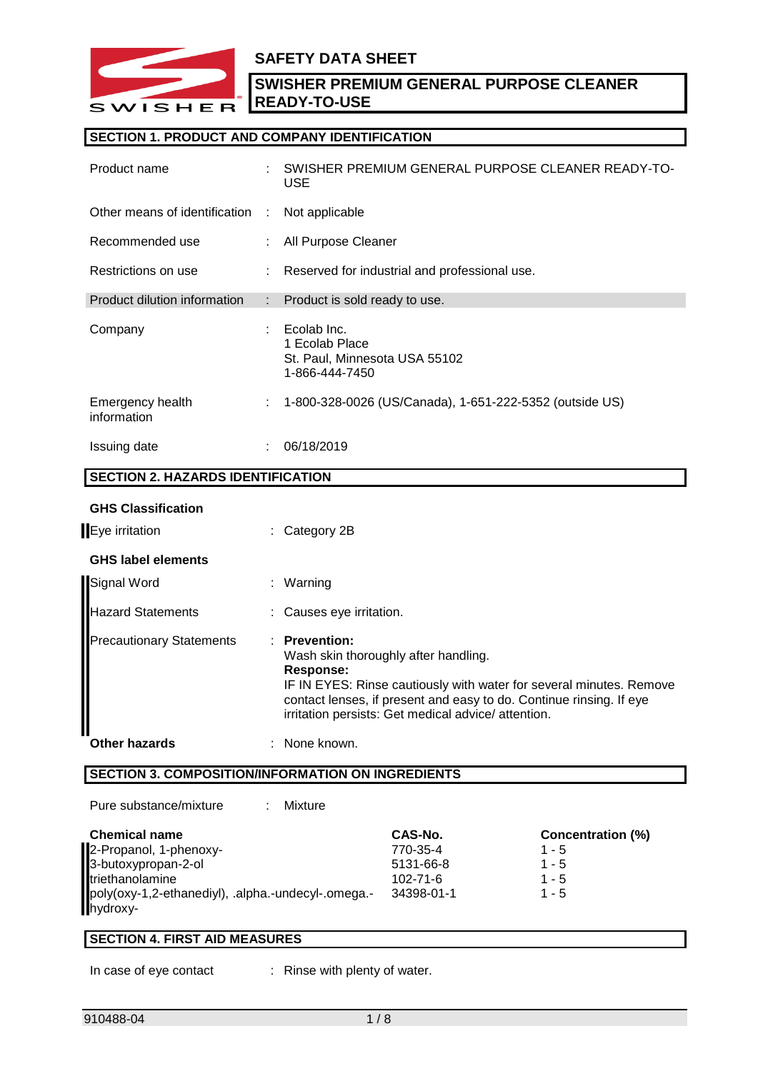# SAFETY DATA SHEET

## SWISHER PREMIUM GENERAL PURPOSE CLEANER READY-TO-USE

## SECTION 1. PRODUCT AND COMPANY IDENTIFICATION

| | | |
|---|---|---|
| Product name | : | SWISHER PREMIUM GENERAL PURPOSE CLEANER READY-TO-USE |
| Other means of identification | : | Not applicable |
| Recommended use | : | All Purpose Cleaner |
| Restrictions on use | : | Reserved for industrial and professional use. |
| Product dilution information | : | Product is sold ready to use. |
| Company | : | Ecolab Inc.<br>1 Ecolab Place<br>St. Paul, Minnesota USA 55102<br>1-866-444-7450 |
| Emergency health information | : | 1-800-328-0026 (US/Canada), 1-651-222-5352 (outside US) |
| Issuing date | : | 06/18/2019 |

## SECTION 2. HAZARDS IDENTIFICATION

**GHS Classification**

| | | |
|---|---|---|
| Eye irritation | : | Category 2B |

**GHS label elements**

| | | |
|---|---|---|
| Signal Word | : | Warning |
| Hazard Statements | : | Causes eye irritation. |
| Precautionary Statements | : | **Prevention:**<br>Wash skin thoroughly after handling.<br>**Response:**<br>IF IN EYES: Rinse cautiously with water for several minutes. Remove contact lenses, if present and easy to do. Continue rinsing. If eye irritation persists: Get medical advice/ attention. |
| **Other hazards** | : | None known. |

## SECTION 3. COMPOSITION/INFORMATION ON INGREDIENTS

Pure substance/mixture : Mixture

| Chemical name | CAS-No. | Concentration (%) |
|---|---|---|
| 2-Propanol, 1-phenoxy- | 770-35-4 | 1 - 5 |
| 3-butoxypropan-2-ol | 5131-66-8 | 1 - 5 |
| triethanolamine | 102-71-6 | 1 - 5 |
| poly(oxy-1,2-ethanediyl), .alpha.-undecyl-.omega.-hydroxy- | 34398-01-1 | 1 - 5 |

## SECTION 4. FIRST AID MEASURES

In case of eye contact : Rinse with plenty of water.

910488-04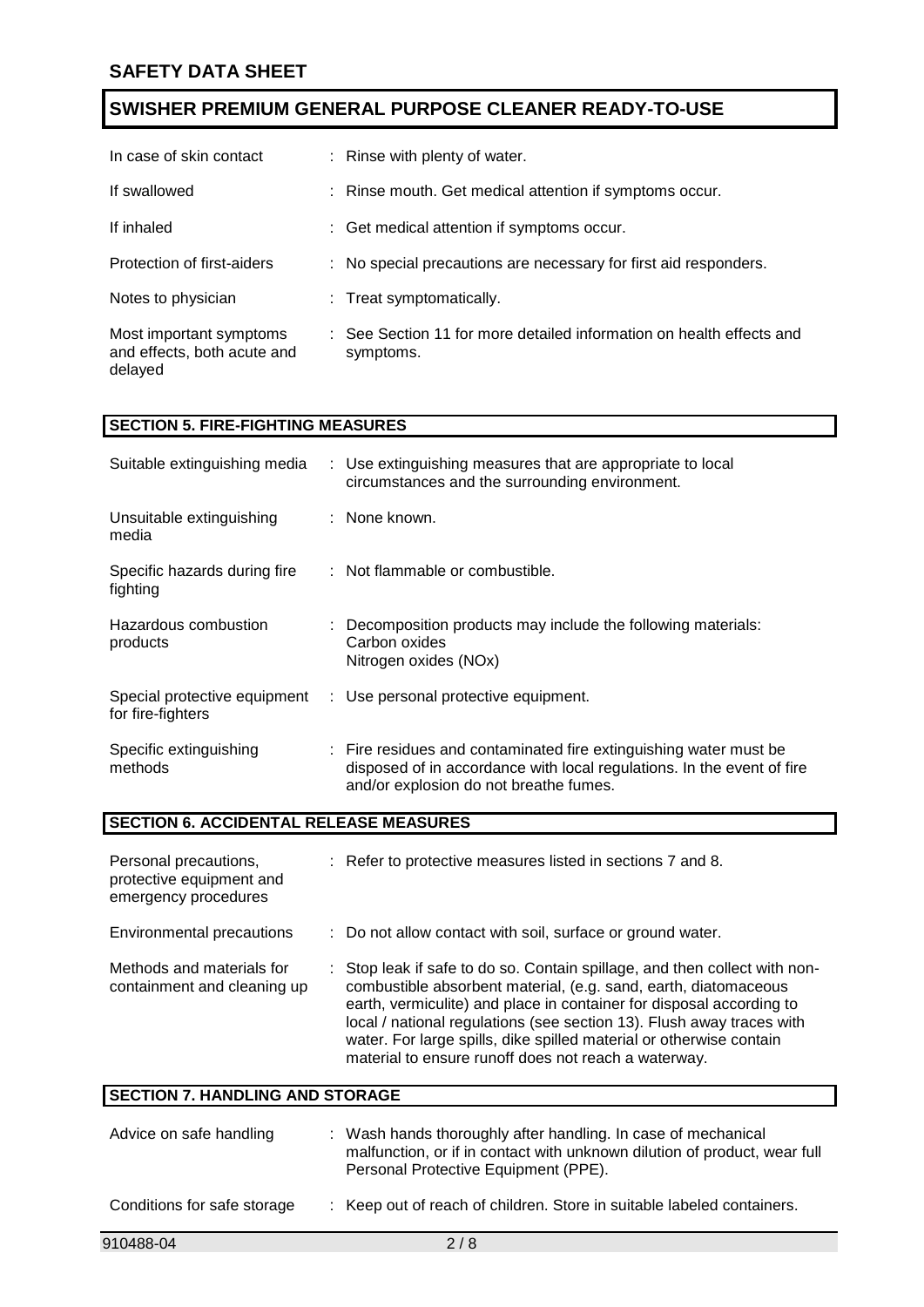| | |
|---|---|
| In case of skin contact | : Rinse with plenty of water. |
| If swallowed | : Rinse mouth. Get medical attention if symptoms occur. |
| If inhaled | : Get medical attention if symptoms occur. |
| Protection of first-aiders | : No special precautions are necessary for first aid responders. |
| Notes to physician | : Treat symptomatically. |
| Most important symptoms and effects, both acute and delayed | : See Section 11 for more detailed information on health effects and symptoms. |

## SECTION 5. FIRE-FIGHTING MEASURES

| | |
|---|---|
| Suitable extinguishing media | : Use extinguishing measures that are appropriate to local circumstances and the surrounding environment. |
| Unsuitable extinguishing media | : None known. |
| Specific hazards during fire fighting | : Not flammable or combustible. |
| Hazardous combustion products | : Decomposition products may include the following materials: Carbon oxides Nitrogen oxides (NOx) |
| Special protective equipment for fire-fighters | : Use personal protective equipment. |
| Specific extinguishing methods | : Fire residues and contaminated fire extinguishing water must be disposed of in accordance with local regulations. In the event of fire and/or explosion do not breathe fumes. |

## SECTION 6. ACCIDENTAL RELEASE MEASURES

| | |
|---|---|
| Personal precautions, protective equipment and emergency procedures | : Refer to protective measures listed in sections 7 and 8. |
| Environmental precautions | : Do not allow contact with soil, surface or ground water. |
| Methods and materials for containment and cleaning up | : Stop leak if safe to do so. Contain spillage, and then collect with non-combustible absorbent material, (e.g. sand, earth, diatomaceous earth, vermiculite) and place in container for disposal according to local / national regulations (see section 13). Flush away traces with water. For large spills, dike spilled material or otherwise contain material to ensure runoff does not reach a waterway. |

## SECTION 7. HANDLING AND STORAGE

| | |
|---|---|
| Advice on safe handling | : Wash hands thoroughly after handling. In case of mechanical malfunction, or if in contact with unknown dilution of product, wear full Personal Protective Equipment (PPE). |
| Conditions for safe storage | : Keep out of reach of children. Store in suitable labeled containers. |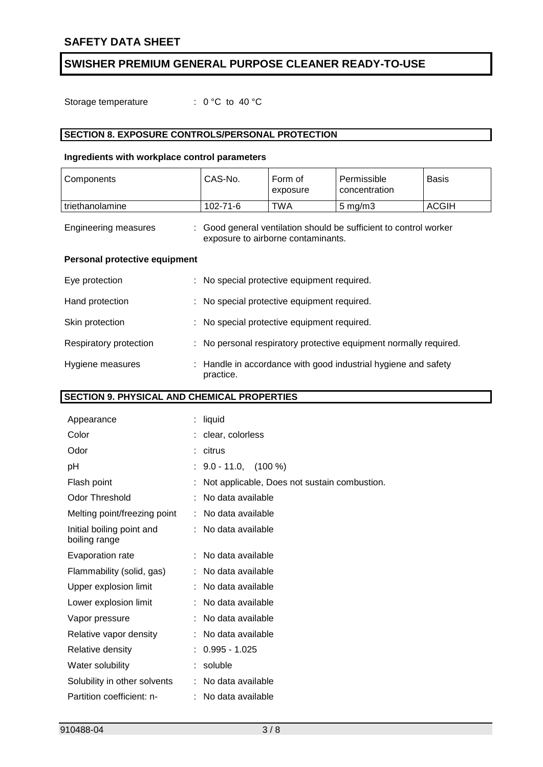Storage temperature : 0 °C to 40 °C

## SECTION 8. EXPOSURE CONTROLS/PERSONAL PROTECTION

### Ingredients with workplace control parameters

| Components | CAS-No. | Form of exposure | Permissible concentration | Basis |
|---|---|---|---|---|
| triethanolamine | 102-71-6 | TWA | 5 mg/m3 | ACGIH |

Engineering measures : Good general ventilation should be sufficient to control worker exposure to airborne contaminants.

### Personal protective equipment

Eye protection : No special protective equipment required.

Hand protection : No special protective equipment required.

Skin protection : No special protective equipment required.

Respiratory protection : No personal respiratory protective equipment normally required.

Hygiene measures : Handle in accordance with good industrial hygiene and safety practice.

## SECTION 9. PHYSICAL AND CHEMICAL PROPERTIES

Appearance : liquid

Color : clear, colorless

Odor : citrus

pH : 9.0 - 11.0, (100 %)

Flash point : Not applicable, Does not sustain combustion.

Odor Threshold : No data available

Melting point/freezing point : No data available

Initial boiling point and boiling range : No data available

Evaporation rate : No data available

Flammability (solid, gas) : No data available

Upper explosion limit : No data available

Lower explosion limit : No data available

Vapor pressure : No data available

Relative vapor density : No data available

Relative density : 0.995 - 1.025

Water solubility : soluble

Solubility in other solvents : No data available

Partition coefficient: n- : No data available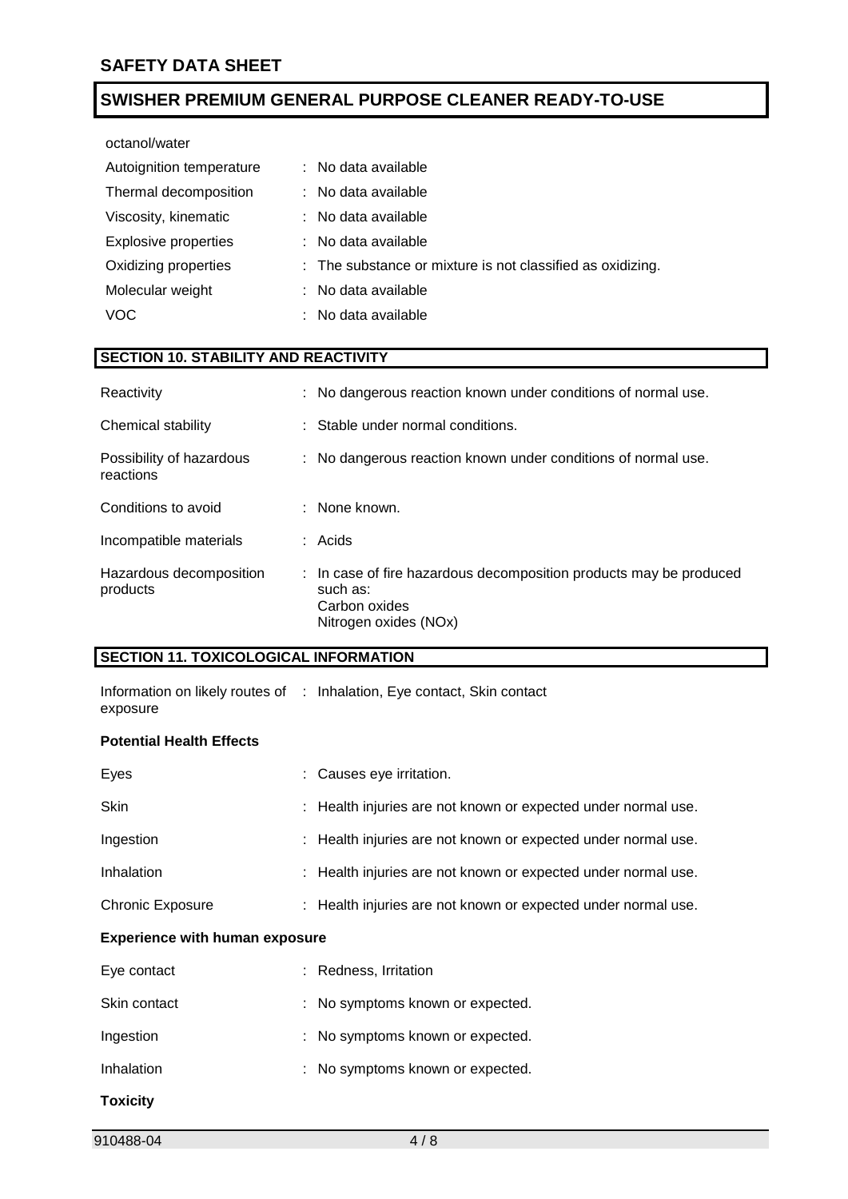octanol/water

| | |
|---|---|
| Autoignition temperature | : No data available |
| Thermal decomposition | : No data available |
| Viscosity, kinematic | : No data available |
| Explosive properties | : No data available |
| Oxidizing properties | : The substance or mixture is not classified as oxidizing. |
| Molecular weight | : No data available |
| VOC | : No data available |

## SECTION 10. STABILITY AND REACTIVITY

| | |
|---|---|
| Reactivity | : No dangerous reaction known under conditions of normal use. |
| Chemical stability | : Stable under normal conditions. |
| Possibility of hazardous reactions | : No dangerous reaction known under conditions of normal use. |
| Conditions to avoid | : None known. |
| Incompatible materials | : Acids |
| Hazardous decomposition products | : In case of fire hazardous decomposition products may be produced such as: Carbon oxides Nitrogen oxides (NOx) |

## SECTION 11. TOXICOLOGICAL INFORMATION

| | |
|---|---|
| Information on likely routes of exposure | : Inhalation, Eye contact, Skin contact |

**Potential Health Effects**

| | |
|---|---|
| Eyes | : Causes eye irritation. |
| Skin | : Health injuries are not known or expected under normal use. |
| Ingestion | : Health injuries are not known or expected under normal use. |
| Inhalation | : Health injuries are not known or expected under normal use. |
| Chronic Exposure | : Health injuries are not known or expected under normal use. |

**Experience with human exposure**

| | |
|---|---|
| Eye contact | : Redness, Irritation |
| Skin contact | : No symptoms known or expected. |
| Ingestion | : No symptoms known or expected. |
| Inhalation | : No symptoms known or expected. |

**Toxicity**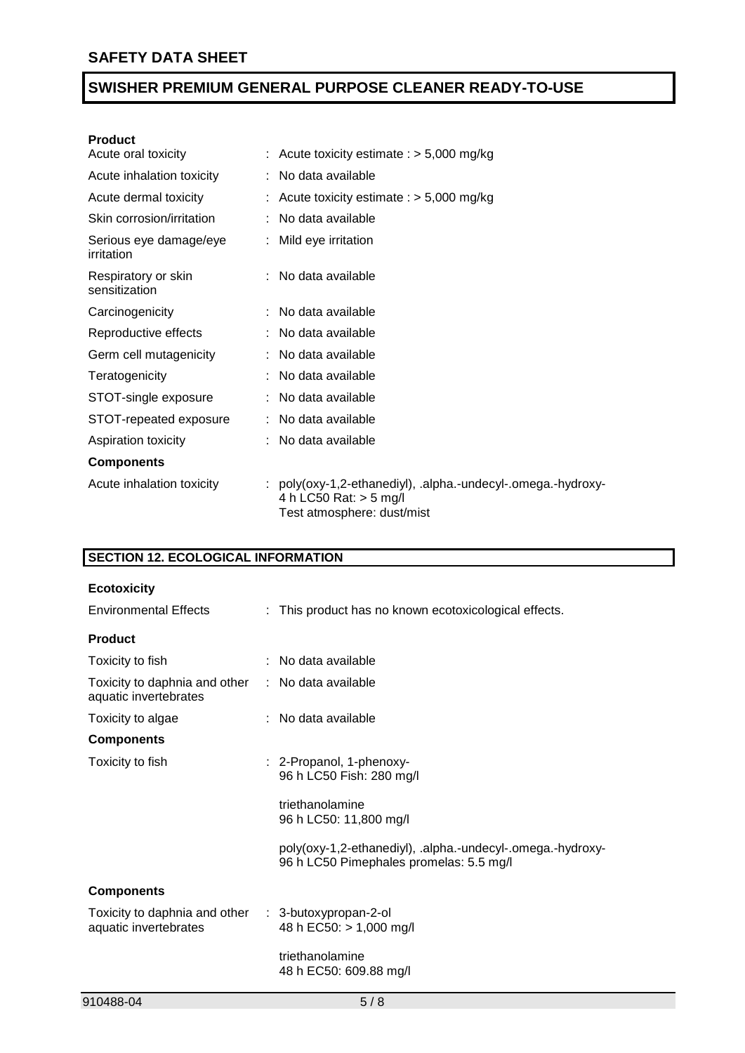**Product**

| | |
|---|---|
| Acute oral toxicity | : Acute toxicity estimate : > 5,000 mg/kg |
| Acute inhalation toxicity | : No data available |
| Acute dermal toxicity | : Acute toxicity estimate : > 5,000 mg/kg |
| Skin corrosion/irritation | : No data available |
| Serious eye damage/eye irritation | : Mild eye irritation |
| Respiratory or skin sensitization | : No data available |
| Carcinogenicity | : No data available |
| Reproductive effects | : No data available |
| Germ cell mutagenicity | : No data available |
| Teratogenicity | : No data available |
| STOT-single exposure | : No data available |
| STOT-repeated exposure | : No data available |
| Aspiration toxicity | : No data available |

**Components**

| | |
|---|---|
| Acute inhalation toxicity | : poly(oxy-1,2-ethanediyl), .alpha.-undecyl-.omega.-hydroxy-<br>4 h LC50 Rat: > 5 mg/l<br>Test atmosphere: dust/mist |

## SECTION 12. ECOLOGICAL INFORMATION

**Ecotoxicity**

| | |
|---|---|
| Environmental Effects | : This product has no known ecotoxicological effects. |

**Product**

| | |
|---|---|
| Toxicity to fish | : No data available |
| Toxicity to daphnia and other aquatic invertebrates | : No data available |
| Toxicity to algae | : No data available |

**Components**

| | |
|---|---|
| Toxicity to fish | : 2-Propanol, 1-phenoxy-<br>96 h LC50 Fish: 280 mg/l<br><br>triethanolamine<br>96 h LC50: 11,800 mg/l<br><br>poly(oxy-1,2-ethanediyl), .alpha.-undecyl-.omega.-hydroxy-<br>96 h LC50 Pimephales promelas: 5.5 mg/l |

**Components**

| | |
|---|---|
| Toxicity to daphnia and other aquatic invertebrates | : 3-butoxypropan-2-ol<br>48 h EC50: > 1,000 mg/l<br><br>triethanolamine<br>48 h EC50: 609.88 mg/l |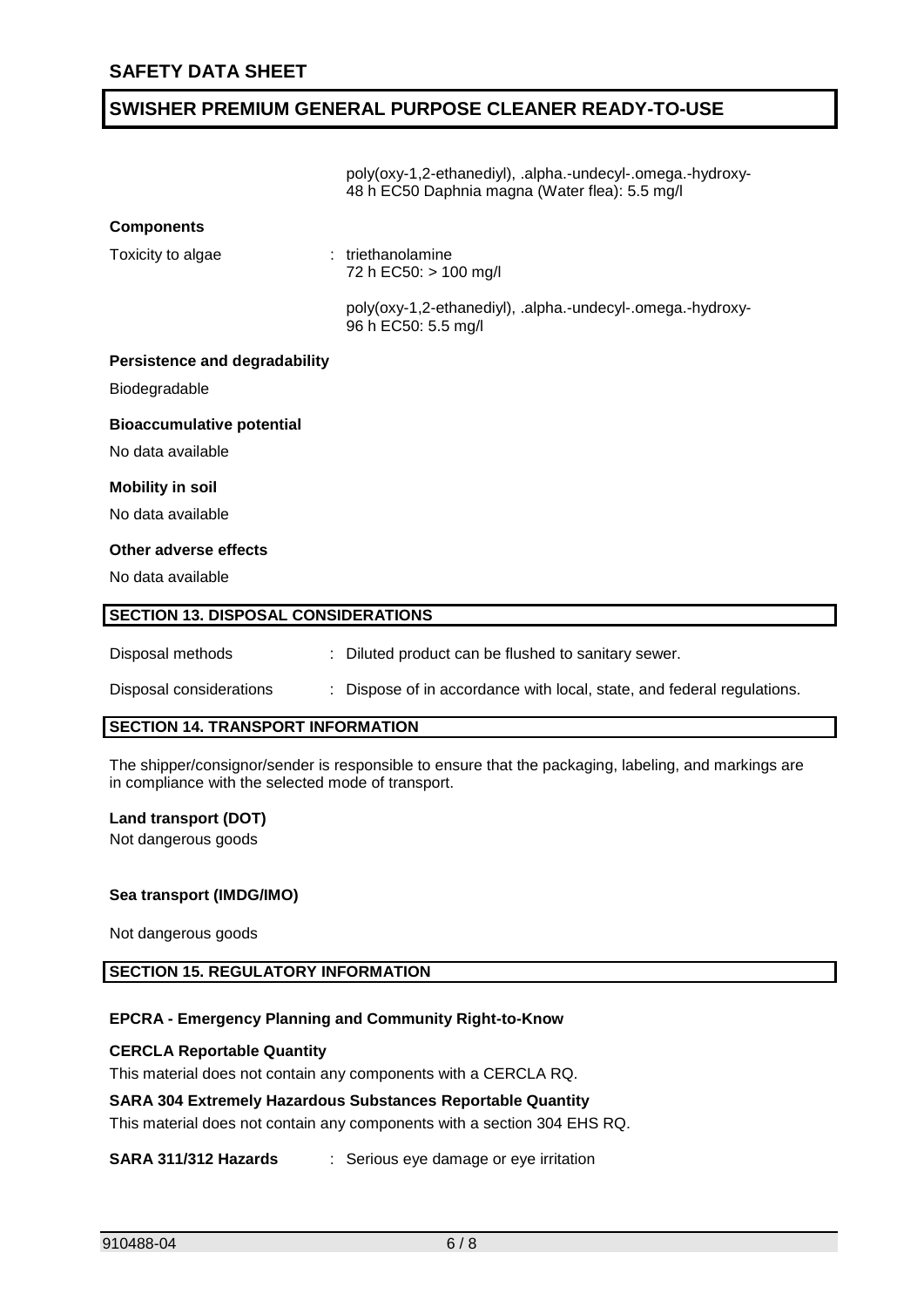poly(oxy-1,2-ethanediyl), .alpha.-undecyl-.omega.-hydroxy-
48 h EC50 Daphnia magna (Water flea): 5.5 mg/l

**Components**

Toxicity to algae : triethanolamine
72 h EC50: > 100 mg/l

poly(oxy-1,2-ethanediyl), .alpha.-undecyl-.omega.-hydroxy-
96 h EC50: 5.5 mg/l

**Persistence and degradability**

Biodegradable

**Bioaccumulative potential**

No data available

**Mobility in soil**

No data available

**Other adverse effects**

No data available

## SECTION 13. DISPOSAL CONSIDERATIONS

Disposal methods : Diluted product can be flushed to sanitary sewer.

Disposal considerations : Dispose of in accordance with local, state, and federal regulations.

## SECTION 14. TRANSPORT INFORMATION

The shipper/consignor/sender is responsible to ensure that the packaging, labeling, and markings are in compliance with the selected mode of transport.

**Land transport (DOT)**

Not dangerous goods

**Sea transport (IMDG/IMO)**

Not dangerous goods

## SECTION 15. REGULATORY INFORMATION

**EPCRA - Emergency Planning and Community Right-to-Know**

**CERCLA Reportable Quantity**

This material does not contain any components with a CERCLA RQ.

**SARA 304 Extremely Hazardous Substances Reportable Quantity**

This material does not contain any components with a section 304 EHS RQ.

**SARA 311/312 Hazards** : Serious eye damage or eye irritation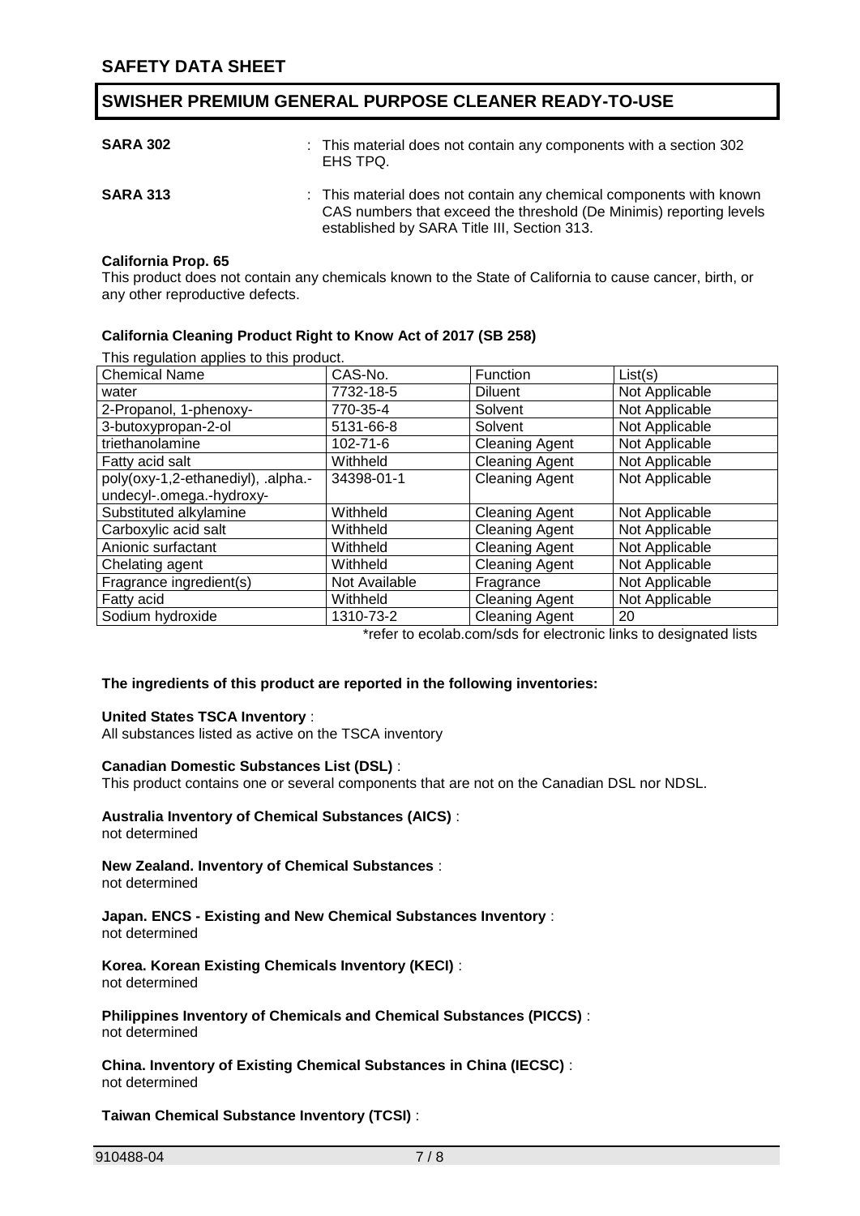| | |
|---|---|
| **SARA 302** | : This material does not contain any components with a section 302 EHS TPQ. |
| **SARA 313** | : This material does not contain any chemical components with known CAS numbers that exceed the threshold (De Minimis) reporting levels established by SARA Title III, Section 313. |

**California Prop. 65**

This product does not contain any chemicals known to the State of California to cause cancer, birth, or any other reproductive defects.

**California Cleaning Product Right to Know Act of 2017 (SB 258)**

This regulation applies to this product.

| Chemical Name | CAS-No. | Function | List(s) |
|---|---|---|---|
| water | 7732-18-5 | Diluent | Not Applicable |
| 2-Propanol, 1-phenoxy- | 770-35-4 | Solvent | Not Applicable |
| 3-butoxypropan-2-ol | 5131-66-8 | Solvent | Not Applicable |
| triethanolamine | 102-71-6 | Cleaning Agent | Not Applicable |
| Fatty acid salt | Withheld | Cleaning Agent | Not Applicable |
| poly(oxy-1,2-ethanediyl), .alpha.-undecyl-.omega.-hydroxy- | 34398-01-1 | Cleaning Agent | Not Applicable |
| Substituted alkylamine | Withheld | Cleaning Agent | Not Applicable |
| Carboxylic acid salt | Withheld | Cleaning Agent | Not Applicable |
| Anionic surfactant | Withheld | Cleaning Agent | Not Applicable |
| Chelating agent | Withheld | Cleaning Agent | Not Applicable |
| Fragrance ingredient(s) | Not Available | Fragrance | Not Applicable |
| Fatty acid | Withheld | Cleaning Agent | Not Applicable |
| Sodium hydroxide | 1310-73-2 | Cleaning Agent | 20 |

*refer to ecolab.com/sds for electronic links to designated lists

**The ingredients of this product are reported in the following inventories:**

**United States TSCA Inventory** :
All substances listed as active on the TSCA inventory

**Canadian Domestic Substances List (DSL)** :
This product contains one or several components that are not on the Canadian DSL nor NDSL.

**Australia Inventory of Chemical Substances (AICS)** :
not determined

**New Zealand. Inventory of Chemical Substances** :
not determined

**Japan. ENCS - Existing and New Chemical Substances Inventory** :
not determined

**Korea. Korean Existing Chemicals Inventory (KECI)** :
not determined

**Philippines Inventory of Chemicals and Chemical Substances (PICCS)** :
not determined

**China. Inventory of Existing Chemical Substances in China (IECSC)** :
not determined

**Taiwan Chemical Substance Inventory (TCSI)** :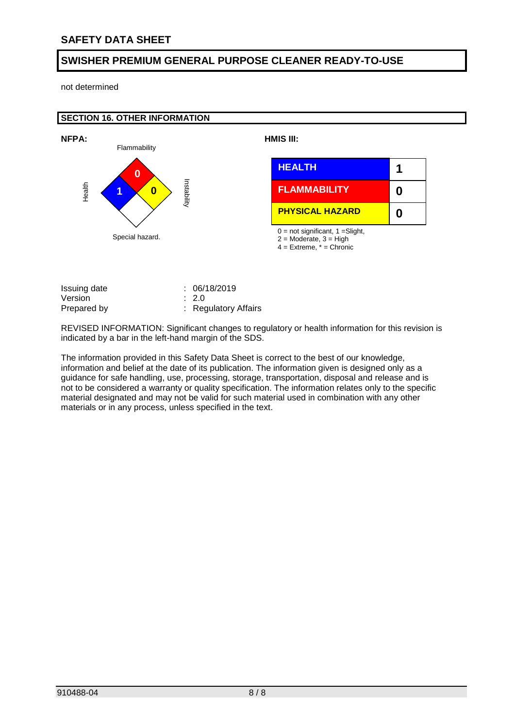not determined

## SECTION 16. OTHER INFORMATION

**NFPA:**

Flammability

Health

1

0

0

Instability

Special hazard.

**HMIS III:**

| | |
|---|---|
| **HEALTH** | **1** |
| **FLAMMABILITY** | **0** |
| **PHYSICAL HAZARD** | **0** |

0 = not significant, 1 =Slight,
2 = Moderate, 3 = High
4 = Extreme, * = Chronic

| | |
|---|---|
| Issuing date | : 06/18/2019 |
| Version | : 2.0 |
| Prepared by | : Regulatory Affairs |

REVISED INFORMATION: Significant changes to regulatory or health information for this revision is indicated by a bar in the left-hand margin of the SDS.

The information provided in this Safety Data Sheet is correct to the best of our knowledge, information and belief at the date of its publication. The information given is designed only as a guidance for safe handling, use, processing, storage, transportation, disposal and release and is not to be considered a warranty or quality specification. The information relates only to the specific material designated and may not be valid for such material used in combination with any other materials or in any process, unless specified in the text.